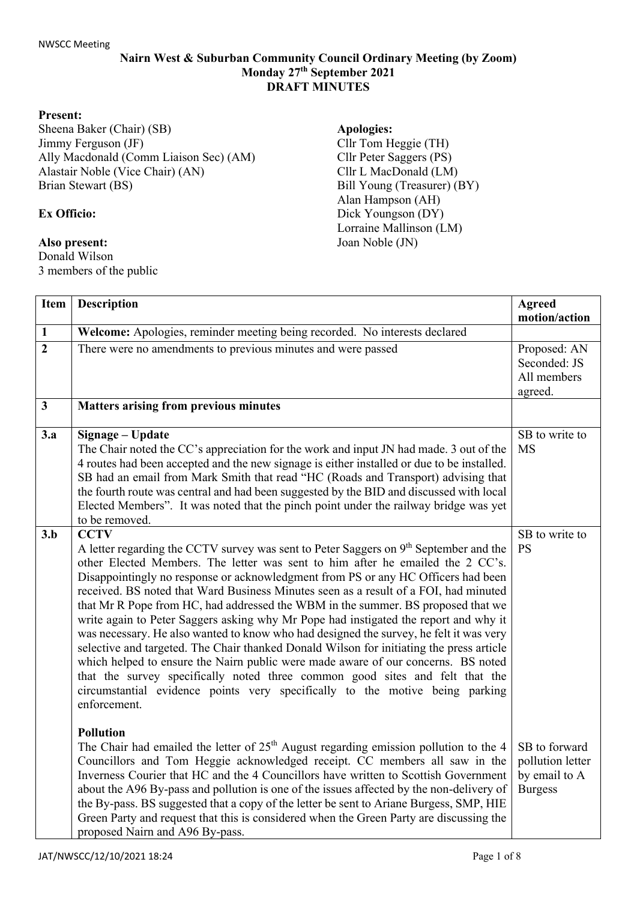# Nairn West & Suburban Community Council Ordinary Meeting (by Zoom)
## Monday 27th September 2021
## DRAFT MINUTES

**Present:**
Sheena Baker (Chair) (SB)
Jimmy Ferguson (JF)
Ally Macdonald (Comm Liaison Sec) (AM)
Alastair Noble (Vice Chair) (AN)
Brian Stewart (BS)

**Ex Officio:**

**Also present:**
Donald Wilson
3 members of the public

**Apologies:**
Cllr Tom Heggie (TH)
Cllr Peter Saggers (PS)
Cllr L MacDonald (LM)
Bill Young (Treasurer) (BY)
Alan Hampson (AH)
Dick Youngson (DY)
Lorraine Mallinson (LM)
Joan Noble (JN)

| Item | Description | Agreed motion/action |
|---|---|---|
| **1** | **Welcome:** Apologies, reminder meeting being recorded. No interests declared | |
| **2** | There were no amendments to previous minutes and were passed | Proposed: AN Seconded: JS All members agreed. |
| **3** | **Matters arising from previous minutes** | |
| **3.a** | **Signage – Update** The Chair noted the CC's appreciation for the work and input JN had made. 3 out of the 4 routes had been accepted and the new signage is either installed or due to be installed. SB had an email from Mark Smith that read "HC (Roads and Transport) advising that the fourth route was central and had been suggested by the BID and discussed with local Elected Members". It was noted that the pinch point under the railway bridge was yet to be removed. | SB to write to MS |
| **3.b** | **CCTV** A letter regarding the CCTV survey was sent to Peter Saggers on 9th September and the other Elected Members. The letter was sent to him after he emailed the 2 CC's. Disappointingly no response or acknowledgment from PS or any HC Officers had been received. BS noted that Ward Business Minutes seen as a result of a FOI, had minuted that Mr R Pope from HC, had addressed the WBM in the summer. BS proposed that we write again to Peter Saggers asking why Mr Pope had instigated the report and why it was necessary. He also wanted to know who had designed the survey, he felt it was very selective and targeted. The Chair thanked Donald Wilson for initiating the press article which helped to ensure the Nairn public were made aware of our concerns. BS noted that the survey specifically noted three common good sites and felt that the circumstantial evidence points very specifically to the motive being parking enforcement. | SB to write to PS |
| | **Pollution** The Chair had emailed the letter of 25th August regarding emission pollution to the 4 Councillors and Tom Heggie acknowledged receipt. CC members all saw in the Inverness Courier that HC and the 4 Councillors have written to Scottish Government about the A96 By-pass and pollution is one of the issues affected by the non-delivery of the By-pass. BS suggested that a copy of the letter be sent to Ariane Burgess, SMP, HIE Green Party and request that this is considered when the Green Party are discussing the proposed Nairn and A96 By-pass. | SB to forward pollution letter by email to A Burgess |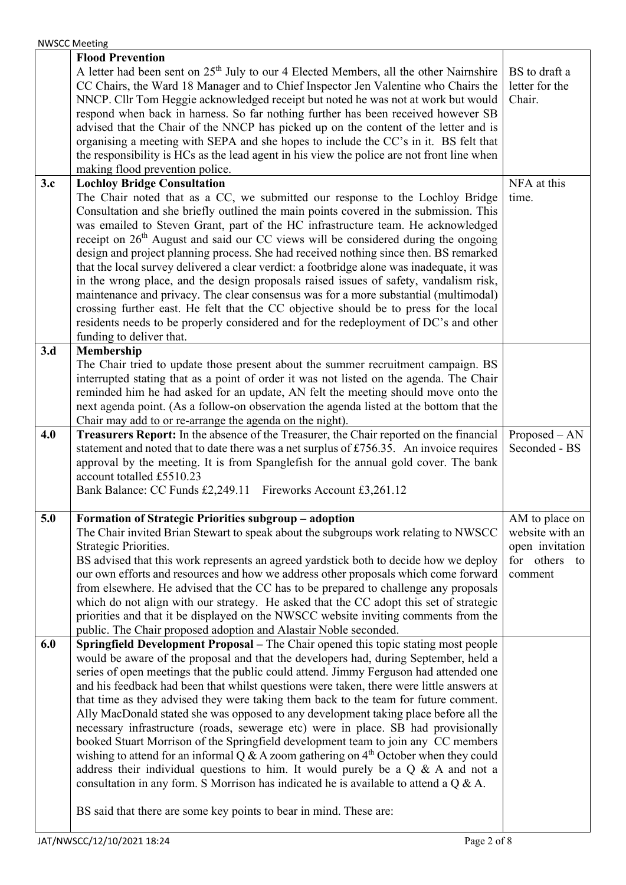| | | |
|---|---|---|
| | **Flood Prevention**<br>A letter had been sent on 25th July to our 4 Elected Members, all the other Nairnshire CC Chairs, the Ward 18 Manager and to Chief Inspector Jen Valentine who Chairs the NNCP. Cllr Tom Heggie acknowledged receipt but noted he was not at work but would respond when back in harness. So far nothing further has been received however SB advised that the Chair of the NNCP has picked up on the content of the letter and is organising a meeting with SEPA and she hopes to include the CC's in it. BS felt that the responsibility is HCs as the lead agent in his view the police are not front line when making flood prevention police. | BS to draft a letter for the Chair. |
| 3.c | **Lochloy Bridge Consultation**<br>The Chair noted that as a CC, we submitted our response to the Lochloy Bridge Consultation and she briefly outlined the main points covered in the submission. This was emailed to Steven Grant, part of the HC infrastructure team. He acknowledged receipt on 26th August and said our CC views will be considered during the ongoing design and project planning process. She had received nothing since then. BS remarked that the local survey delivered a clear verdict: a footbridge alone was inadequate, it was in the wrong place, and the design proposals raised issues of safety, vandalism risk, maintenance and privacy. The clear consensus was for a more substantial (multimodal) crossing further east. He felt that the CC objective should be to press for the local residents needs to be properly considered and for the redeployment of DC's and other funding to deliver that. | NFA at this time. |
| 3.d | **Membership**<br>The Chair tried to update those present about the summer recruitment campaign. BS interrupted stating that as a point of order it was not listed on the agenda. The Chair reminded him he had asked for an update, AN felt the meeting should move onto the next agenda point. (As a follow-on observation the agenda listed at the bottom that the Chair may add to or re-arrange the agenda on the night). | |
| 4.0 | **Treasurers Report:** In the absence of the Treasurer, the Chair reported on the financial statement and noted that to date there was a net surplus of £756.35. An invoice requires approval by the meeting. It is from Spanglefish for the annual gold cover. The bank account totalled £5510.23<br>Bank Balance: CC Funds £2,249.11 Fireworks Account £3,261.12 | Proposed – AN<br>Seconded - BS |
| 5.0 | **Formation of Strategic Priorities subgroup – adoption**<br>The Chair invited Brian Stewart to speak about the subgroups work relating to NWSCC Strategic Priorities.<br>BS advised that this work represents an agreed yardstick both to decide how we deploy our own efforts and resources and how we address other proposals which come forward from elsewhere. He advised that the CC has to be prepared to challenge any proposals which do not align with our strategy. He asked that the CC adopt this set of strategic priorities and that it be displayed on the NWSCC website inviting comments from the public. The Chair proposed adoption and Alastair Noble seconded. | AM to place on website with an open invitation for others to comment |
| 6.0 | **Springfield Development Proposal –** The Chair opened this topic stating most people would be aware of the proposal and that the developers had, during September, held a series of open meetings that the public could attend. Jimmy Ferguson had attended one and his feedback had been that whilst questions were taken, there were little answers at that time as they advised they were taking them back to the team for future comment. Ally MacDonald stated she was opposed to any development taking place before all the necessary infrastructure (roads, sewerage etc) were in place. SB had provisionally booked Stuart Morrison of the Springfield development team to join any CC members wishing to attend for an informal Q & A zoom gathering on 4th October when they could address their individual questions to him. It would purely be a Q & A and not a consultation in any form. S Morrison has indicated he is available to attend a Q & A.<br><br>BS said that there are some key points to bear in mind. These are: | |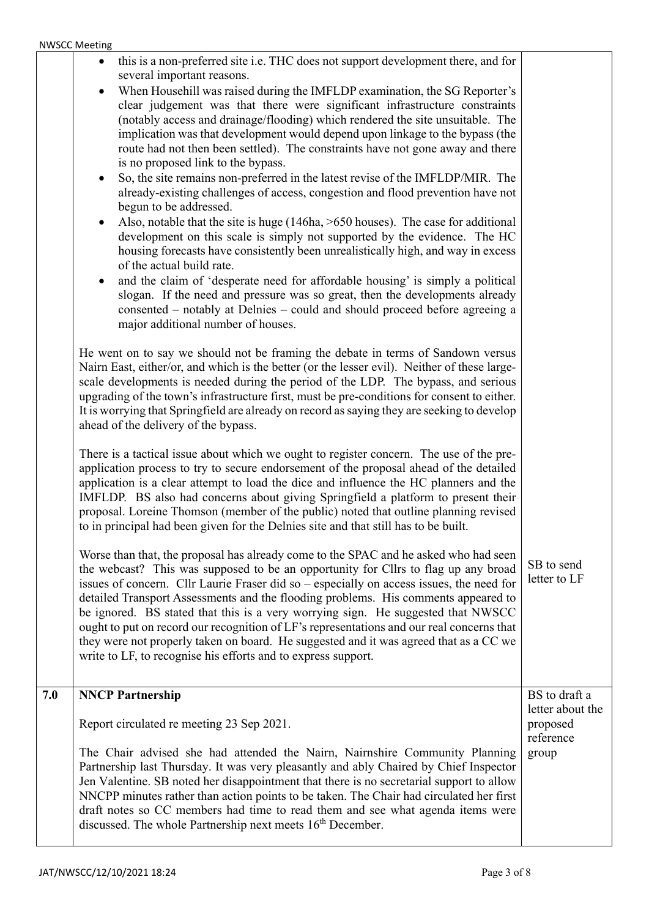| | | |
|---|---|---|
| | • this is a non-preferred site i.e. THC does not support development there, and for several important reasons.<br>• When Househill was raised during the IMFLDP examination, the SG Reporter's clear judgement was that there were significant infrastructure constraints (notably access and drainage/flooding) which rendered the site unsuitable. The implication was that development would depend upon linkage to the bypass (the route had not then been settled). The constraints have not gone away and there is no proposed link to the bypass.<br>• So, the site remains non-preferred in the latest revise of the IMFLDP/MIR. The already-existing challenges of access, congestion and flood prevention have not begun to be addressed.<br>• Also, notable that the site is huge (146ha, >650 houses). The case for additional development on this scale is simply not supported by the evidence. The HC housing forecasts have consistently been unrealistically high, and way in excess of the actual build rate.<br>• and the claim of 'desperate need for affordable housing' is simply a political slogan. If the need and pressure was so great, then the developments already consented – notably at Delnies – could and should proceed before agreeing a major additional number of houses.<br><br>He went on to say we should not be framing the debate in terms of Sandown versus Nairn East, either/or, and which is the better (or the lesser evil). Neither of these large-scale developments is needed during the period of the LDP. The bypass, and serious upgrading of the town's infrastructure first, must be pre-conditions for consent to either. It is worrying that Springfield are already on record as saying they are seeking to develop ahead of the delivery of the bypass.<br><br>There is a tactical issue about which we ought to register concern. The use of the pre-application process to try to secure endorsement of the proposal ahead of the detailed application is a clear attempt to load the dice and influence the HC planners and the IMFLDP. BS also had concerns about giving Springfield a platform to present their proposal. Loreine Thomson (member of the public) noted that outline planning revised to in principal had been given for the Delnies site and that still has to be built.<br><br>Worse than that, the proposal has already come to the SPAC and he asked who had seen the webcast? This was supposed to be an opportunity for Cllrs to flag up any broad issues of concern. Cllr Laurie Fraser did so – especially on access issues, the need for detailed Transport Assessments and the flooding problems. His comments appeared to be ignored. BS stated that this is a very worrying sign. He suggested that NWSCC ought to put on record our recognition of LF's representations and our real concerns that they were not properly taken on board. He suggested and it was agreed that as a CC we write to LF, to recognise his efforts and to express support. | SB to send letter to LF |
| **7.0** | **NNCP Partnership**<br><br>Report circulated re meeting 23 Sep 2021.<br><br>The Chair advised she had attended the Nairn, Nairnshire Community Planning Partnership last Thursday. It was very pleasantly and ably Chaired by Chief Inspector Jen Valentine. SB noted her disappointment that there is no secretarial support to allow NNCPP minutes rather than action points to be taken. The Chair had circulated her first draft notes so CC members had time to read them and see what agenda items were discussed. The whole Partnership next meets 16th December. | BS to draft a letter about the proposed reference group |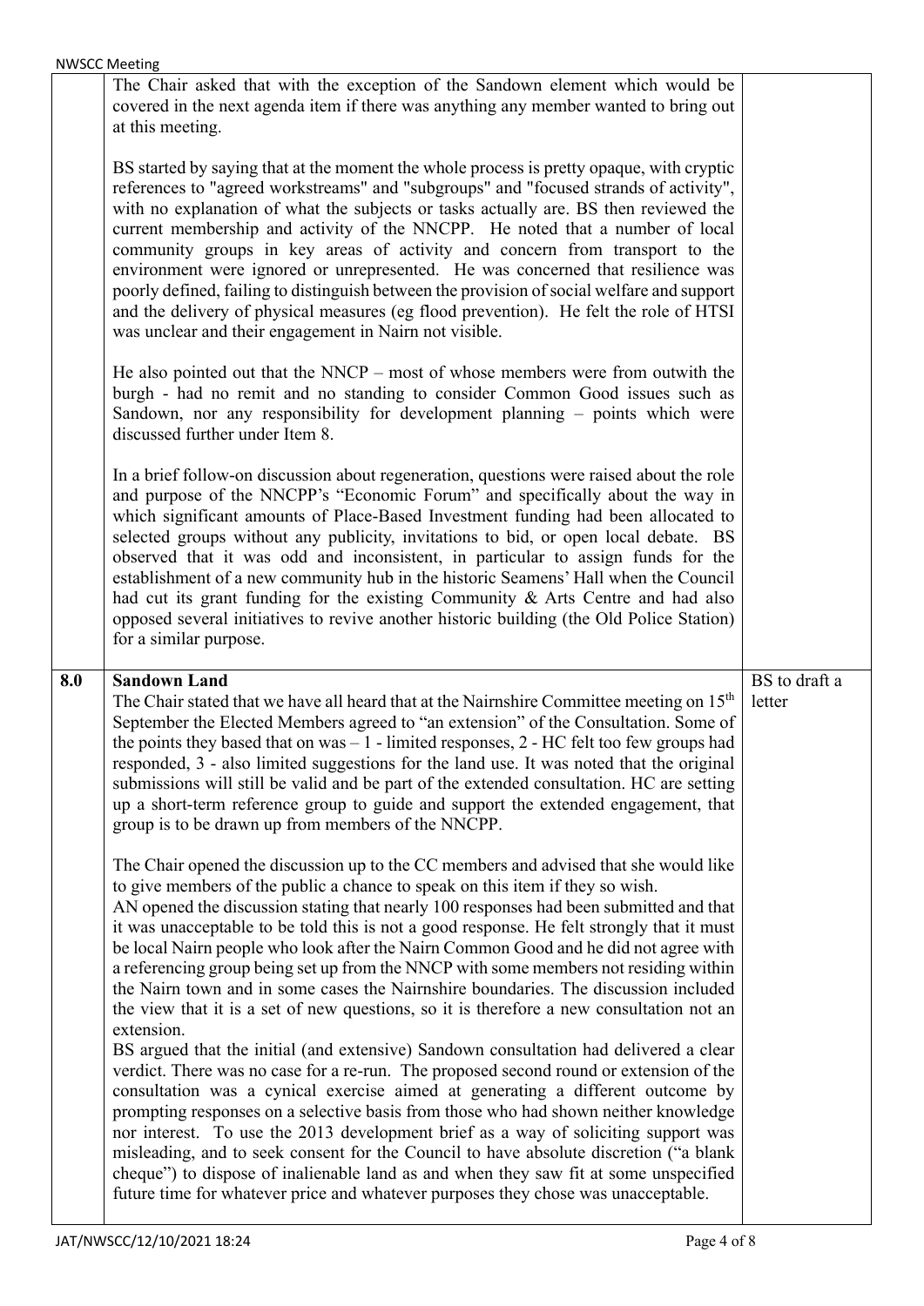| | | |
|---|---|---|
| | The Chair asked that with the exception of the Sandown element which would be covered in the next agenda item if there was anything any member wanted to bring out at this meeting.<br><br>BS started by saying that at the moment the whole process is pretty opaque, with cryptic references to "agreed workstreams" and "subgroups" and "focused strands of activity", with no explanation of what the subjects or tasks actually are. BS then reviewed the current membership and activity of the NNCPP. He noted that a number of local community groups in key areas of activity and concern from transport to the environment were ignored or unrepresented. He was concerned that resilience was poorly defined, failing to distinguish between the provision of social welfare and support and the delivery of physical measures (eg flood prevention). He felt the role of HTSI was unclear and their engagement in Nairn not visible.<br><br>He also pointed out that the NNCP – most of whose members were from outwith the burgh - had no remit and no standing to consider Common Good issues such as Sandown, nor any responsibility for development planning – points which were discussed further under Item 8.<br><br>In a brief follow-on discussion about regeneration, questions were raised about the role and purpose of the NNCPP's "Economic Forum" and specifically about the way in which significant amounts of Place-Based Investment funding had been allocated to selected groups without any publicity, invitations to bid, or open local debate. BS observed that it was odd and inconsistent, in particular to assign funds for the establishment of a new community hub in the historic Seamens' Hall when the Council had cut its grant funding for the existing Community & Arts Centre and had also opposed several initiatives to revive another historic building (the Old Police Station) for a similar purpose. | |
| **8.0** | **Sandown Land**<br>The Chair stated that we have all heard that at the Nairnshire Committee meeting on 15th September the Elected Members agreed to "an extension" of the Consultation. Some of the points they based that on was – 1 - limited responses, 2 - HC felt too few groups had responded, 3 - also limited suggestions for the land use. It was noted that the original submissions will still be valid and be part of the extended consultation. HC are setting up a short-term reference group to guide and support the extended engagement, that group is to be drawn up from members of the NNCPP.<br><br>The Chair opened the discussion up to the CC members and advised that she would like to give members of the public a chance to speak on this item if they so wish.<br>AN opened the discussion stating that nearly 100 responses had been submitted and that it was unacceptable to be told this is not a good response. He felt strongly that it must be local Nairn people who look after the Nairn Common Good and he did not agree with a referencing group being set up from the NNCP with some members not residing within the Nairn town and in some cases the Nairnshire boundaries. The discussion included the view that it is a set of new questions, so it is therefore a new consultation not an extension.<br>BS argued that the initial (and extensive) Sandown consultation had delivered a clear verdict. There was no case for a re-run. The proposed second round or extension of the consultation was a cynical exercise aimed at generating a different outcome by prompting responses on a selective basis from those who had shown neither knowledge nor interest. To use the 2013 development brief as a way of soliciting support was misleading, and to seek consent for the Council to have absolute discretion ("a blank cheque") to dispose of inalienable land as and when they saw fit at some unspecified future time for whatever price and whatever purposes they chose was unacceptable. | BS to draft a letter |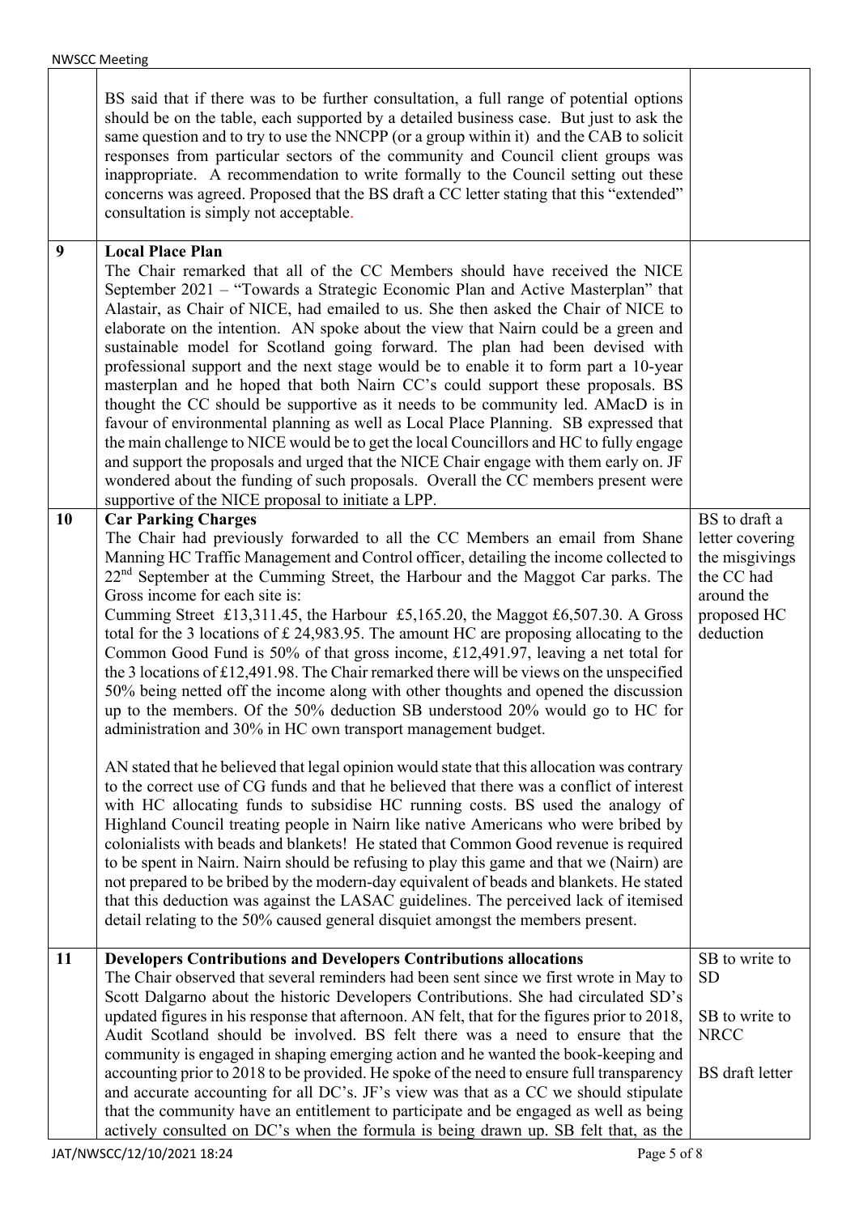| | | |
|---|---|---|
| | BS said that if there was to be further consultation, a full range of potential options should be on the table, each supported by a detailed business case. But just to ask the same question and to try to use the NNCPP (or a group within it) and the CAB to solicit responses from particular sectors of the community and Council client groups was inappropriate. A recommendation to write formally to the Council setting out these concerns was agreed. Proposed that the BS draft a CC letter stating that this "extended" consultation is simply not acceptable. | |
| **9** | **Local Place Plan**<br>The Chair remarked that all of the CC Members should have received the NICE September 2021 – "Towards a Strategic Economic Plan and Active Masterplan" that Alastair, as Chair of NICE, had emailed to us. She then asked the Chair of NICE to elaborate on the intention. AN spoke about the view that Nairn could be a green and sustainable model for Scotland going forward. The plan had been devised with professional support and the next stage would be to enable it to form part a 10-year masterplan and he hoped that both Nairn CC's could support these proposals. BS thought the CC should be supportive as it needs to be community led. AMacD is in favour of environmental planning as well as Local Place Planning. SB expressed that the main challenge to NICE would be to get the local Councillors and HC to fully engage and support the proposals and urged that the NICE Chair engage with them early on. JF wondered about the funding of such proposals. Overall the CC members present were supportive of the NICE proposal to initiate a LPP. | |
| **10** | **Car Parking Charges**<br>The Chair had previously forwarded to all the CC Members an email from Shane Manning HC Traffic Management and Control officer, detailing the income collected to 22nd September at the Cumming Street, the Harbour and the Maggot Car parks. The Gross income for each site is:<br>Cumming Street £13,311.45, the Harbour £5,165.20, the Maggot £6,507.30. A Gross total for the 3 locations of £ 24,983.95. The amount HC are proposing allocating to the Common Good Fund is 50% of that gross income, £12,491.97, leaving a net total for the 3 locations of £12,491.98. The Chair remarked there will be views on the unspecified 50% being netted off the income along with other thoughts and opened the discussion up to the members. Of the 50% deduction SB understood 20% would go to HC for administration and 30% in HC own transport management budget.<br><br>AN stated that he believed that legal opinion would state that this allocation was contrary to the correct use of CG funds and that he believed that there was a conflict of interest with HC allocating funds to subsidise HC running costs. BS used the analogy of Highland Council treating people in Nairn like native Americans who were bribed by colonialists with beads and blankets! He stated that Common Good revenue is required to be spent in Nairn. Nairn should be refusing to play this game and that we (Nairn) are not prepared to be bribed by the modern-day equivalent of beads and blankets. He stated that this deduction was against the LASAC guidelines. The perceived lack of itemised detail relating to the 50% caused general disquiet amongst the members present. | BS to draft a letter covering the misgivings the CC had around the proposed HC deduction |
| **11** | **Developers Contributions and Developers Contributions allocations**<br>The Chair observed that several reminders had been sent since we first wrote in May to Scott Dalgarno about the historic Developers Contributions. She had circulated SD's updated figures in his response that afternoon. AN felt, that for the figures prior to 2018, Audit Scotland should be involved. BS felt there was a need to ensure that the community is engaged in shaping emerging action and he wanted the book-keeping and accounting prior to 2018 to be provided. He spoke of the need to ensure full transparency and accurate accounting for all DC's. JF's view was that as a CC we should stipulate that the community have an entitlement to participate and be engaged as well as being actively consulted on DC's when the formula is being drawn up. SB felt that, as the | SB to write to SD<br><br>SB to write to NRCC<br><br>BS draft letter |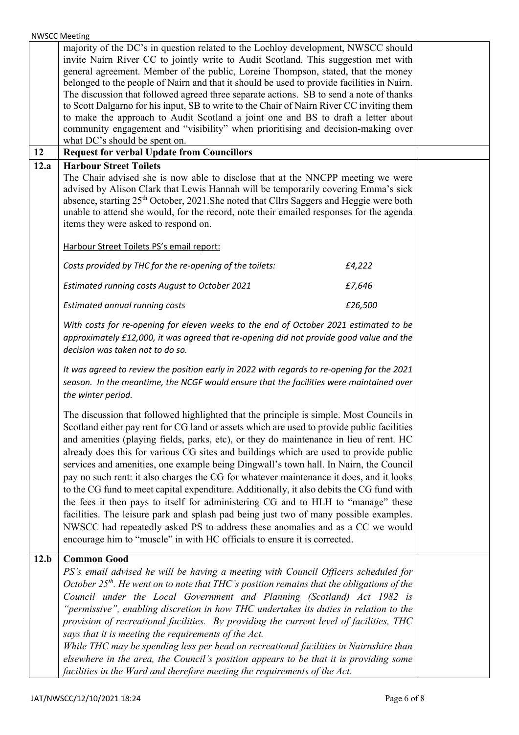majority of the DC's in question related to the Lochloy development, NWSCC should invite Nairn River CC to jointly write to Audit Scotland. This suggestion met with general agreement. Member of the public, Loreine Thompson, stated, that the money belonged to the people of Nairn and that it should be used to provide facilities in Nairn. The discussion that followed agreed three separate actions. SB to send a note of thanks to Scott Dalgarno for his input, SB to write to the Chair of Nairn River CC inviting them to make the approach to Audit Scotland a joint one and BS to draft a letter about community engagement and "visibility" when prioritising and decision-making over what DC's should be spent on.

## 12 Request for verbal Update from Councillors

### 12.a Harbour Street Toilets

The Chair advised she is now able to disclose that at the NNCPP meeting we were advised by Alison Clark that Lewis Hannah will be temporarily covering Emma's sick absence, starting 25th October, 2021.She noted that Cllrs Saggers and Heggie were both unable to attend she would, for the record, note their emailed responses for the agenda items they were asked to respond on.

Harbour Street Toilets PS's email report:

| | |
|---|---|
| *Costs provided by THC for the re-opening of the toilets:* | *£4,222* |
| *Estimated running costs August to October 2021* | *£7,646* |
| *Estimated annual running costs* | *£26,500* |

*With costs for re-opening for eleven weeks to the end of October 2021 estimated to be approximately £12,000, it was agreed that re-opening did not provide good value and the decision was taken not to do so.*

*It was agreed to review the position early in 2022 with regards to re-opening for the 2021 season. In the meantime, the NCGF would ensure that the facilities were maintained over the winter period.*

The discussion that followed highlighted that the principle is simple. Most Councils in Scotland either pay rent for CG land or assets which are used to provide public facilities and amenities (playing fields, parks, etc), or they do maintenance in lieu of rent. HC already does this for various CG sites and buildings which are used to provide public services and amenities, one example being Dingwall's town hall. In Nairn, the Council pay no such rent: it also charges the CG for whatever maintenance it does, and it looks to the CG fund to meet capital expenditure. Additionally, it also debits the CG fund with the fees it then pays to itself for administering CG and to HLH to "manage" these facilities. The leisure park and splash pad being just two of many possible examples. NWSCC had repeatedly asked PS to address these anomalies and as a CC we would encourage him to "muscle" in with HC officials to ensure it is corrected.

### 12.b Common Good

*PS's email advised he will be having a meeting with Council Officers scheduled for October 25th. He went on to note that THC's position remains that the obligations of the Council under the Local Government and Planning (Scotland) Act 1982 is "permissive", enabling discretion in how THC undertakes its duties in relation to the provision of recreational facilities. By providing the current level of facilities, THC says that it is meeting the requirements of the Act.*

*While THC may be spending less per head on recreational facilities in Nairnshire than elsewhere in the area, the Council's position appears to be that it is providing some facilities in the Ward and therefore meeting the requirements of the Act.*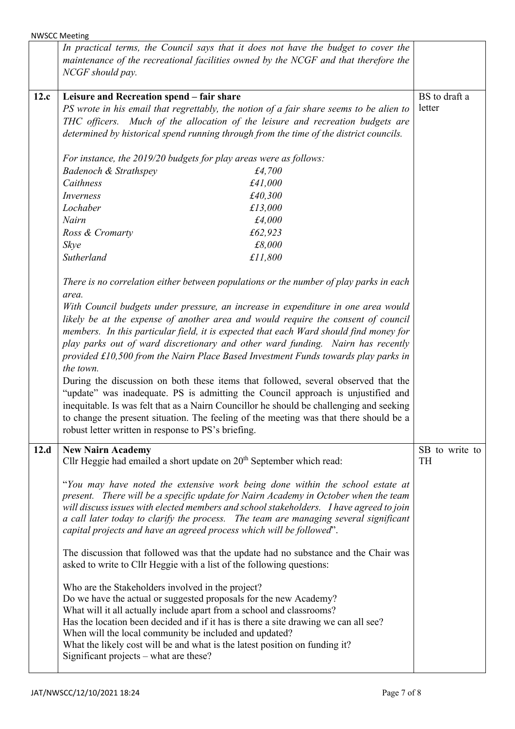| | | |
|---|---|---|
| | *In practical terms, the Council says that it does not have the budget to cover the maintenance of the recreational facilities owned by the NCGF and that therefore the NCGF should pay.* | |
| **12.c** | **Leisure and Recreation spend – fair share**<br>*PS wrote in his email that regrettably, the notion of a fair share seems to be alien to THC officers. Much of the allocation of the leisure and recreation budgets are determined by historical spend running through from the time of the district councils.*<br><br>*For instance, the 2019/20 budgets for play areas were as follows:*<br>*Badenoch & Strathspey £4,700*<br>*Caithness £41,000*<br>*Inverness £40,300*<br>*Lochaber £13,000*<br>*Nairn £4,000*<br>*Ross & Cromarty £62,923*<br>*Skye £8,000*<br>*Sutherland £11,800*<br><br>*There is no correlation either between populations or the number of play parks in each area.*<br>*With Council budgets under pressure, an increase in expenditure in one area would likely be at the expense of another area and would require the consent of council members. In this particular field, it is expected that each Ward should find money for play parks out of ward discretionary and other ward funding. Nairn has recently provided £10,500 from the Nairn Place Based Investment Funds towards play parks in the town.*<br>During the discussion on both these items that followed, several observed that the "update" was inadequate. PS is admitting the Council approach is unjustified and inequitable. Is was felt that as a Nairn Councillor he should be challenging and seeking to change the present situation. The feeling of the meeting was that there should be a robust letter written in response to PS's briefing. | BS to draft a letter |
| **12.d** | **New Nairn Academy**<br>Cllr Heggie had emailed a short update on 20th September which read:<br><br>"*You may have noted the extensive work being done within the school estate at present. There will be a specific update for Nairn Academy in October when the team will discuss issues with elected members and school stakeholders. I have agreed to join a call later today to clarify the process. The team are managing several significant capital projects and have an agreed process which will be followed*".<br><br>The discussion that followed was that the update had no substance and the Chair was asked to write to Cllr Heggie with a list of the following questions:<br><br>Who are the Stakeholders involved in the project?<br>Do we have the actual or suggested proposals for the new Academy?<br>What will it all actually include apart from a school and classrooms?<br>Has the location been decided and if it has is there a site drawing we can all see?<br>When will the local community be included and updated?<br>What the likely cost will be and what is the latest position on funding it?<br>Significant projects – what are these? | SB to write to TH |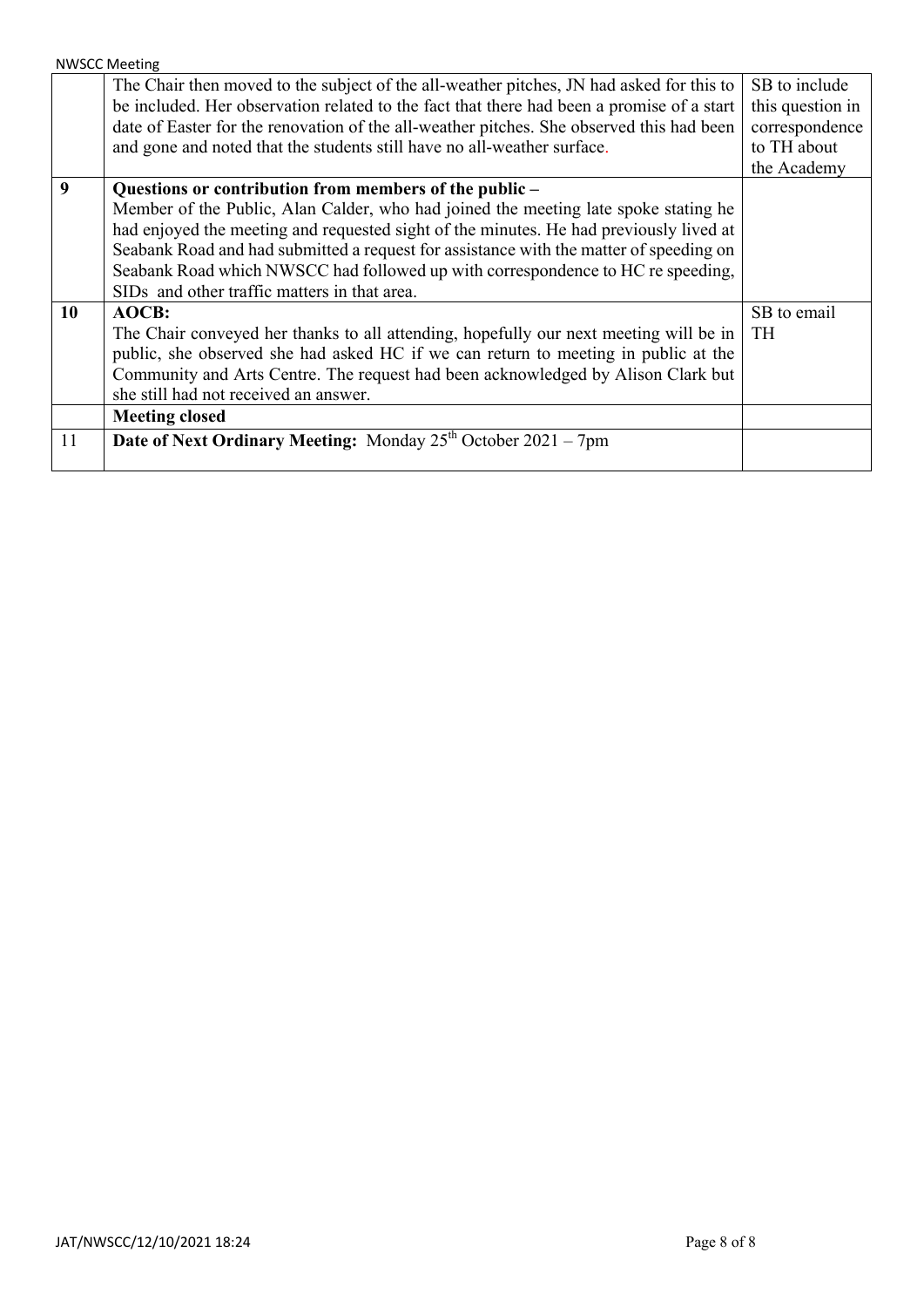| | | |
|---|---|---|
| | The Chair then moved to the subject of the all-weather pitches, JN had asked for this to be included. Her observation related to the fact that there had been a promise of a start date of Easter for the renovation of the all-weather pitches. She observed this had been and gone and noted that the students still have no all-weather surface. | SB to include this question in correspondence to TH about the Academy |
| **9** | **Questions or contribution from members of the public –** Member of the Public, Alan Calder, who had joined the meeting late spoke stating he had enjoyed the meeting and requested sight of the minutes. He had previously lived at Seabank Road and had submitted a request for assistance with the matter of speeding on Seabank Road which NWSCC had followed up with correspondence to HC re speeding, SIDs and other traffic matters in that area. | |
| **10** | **AOCB:** The Chair conveyed her thanks to all attending, hopefully our next meeting will be in public, she observed she had asked HC if we can return to meeting in public at the Community and Arts Centre. The request had been acknowledged by Alison Clark but she still had not received an answer. | SB to email TH |
| | **Meeting closed** | |
| 11 | **Date of Next Ordinary Meeting:** Monday 25th October 2021 – 7pm | |

JAT/NWSCC/12/10/2021 18:24